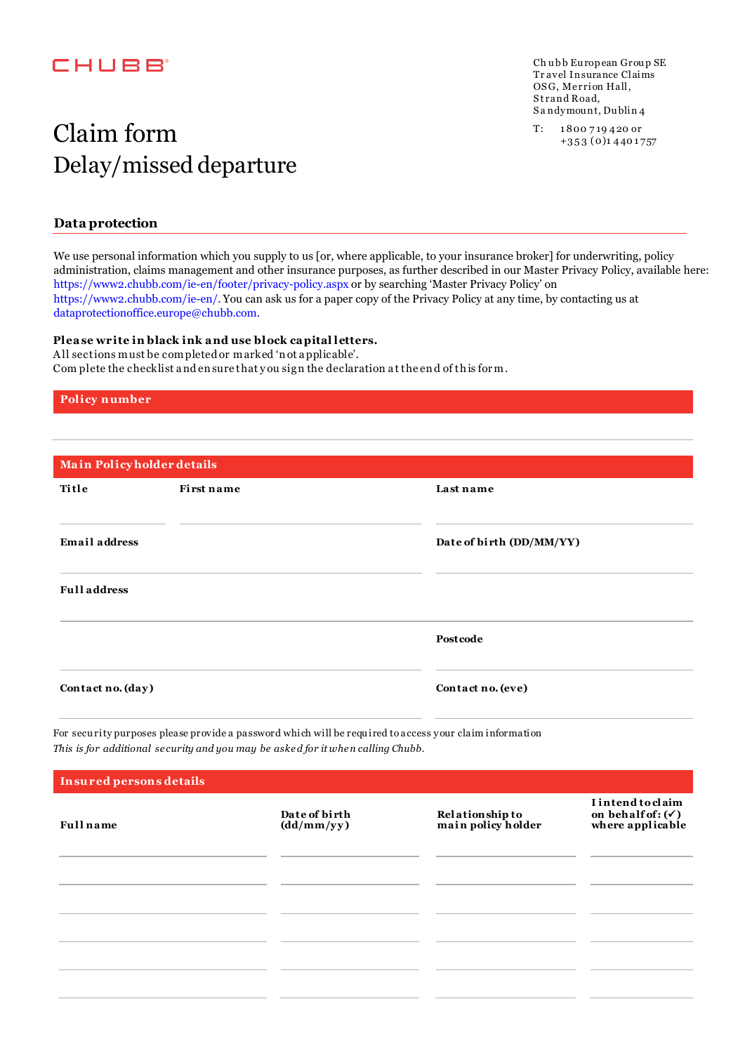CHUBB

Chubb European Group SE
Travel Insurance Claims
OSG, Merrion Hall,
Strand Road,
Sandymount, Dublin 4

T: 1800 719 420 or
+353 (0)1 440 1757

# Claim form
## Delay/missed departure

### Data protection

We use personal information which you supply to us [or, where applicable, to your insurance broker] for underwriting, policy administration, claims management and other insurance purposes, as further described in our Master Privacy Policy, available here: https://www2.chubb.com/ie-en/footer/privacy-policy.aspx or by searching 'Master Privacy Policy' on https://www2.chubb.com/ie-en/. You can ask us for a paper copy of the Privacy Policy at any time, by contacting us at dataprotectionoffice.europe@chubb.com.

**Please write in black ink and use block capital letters.**
All sections must be completed or marked 'not applicable'.
Complete the checklist and ensure that you sign the declaration at the end of this form.

### Policy number

### Main Policyholder details

**Title**

**First name**

**Last name**

**Email address**

**Date of birth (DD/MM/YY)**

**Full address**

**Postcode**

**Contact no. (day)**

**Contact no. (eve)**

For security purposes please provide a password which will be required to access your claim information
*This is for additional security and you may be asked for it when calling Chubb.*

### Insured persons details

| Full name | Date of birth (dd/mm/yy) | Relationship to main policy holder | I intend to claim on behalf of: (✓) where applicable |
|---|---|---|---|
| | | | |
| | | | |
| | | | |
| | | | |
| | | | |
| | | | |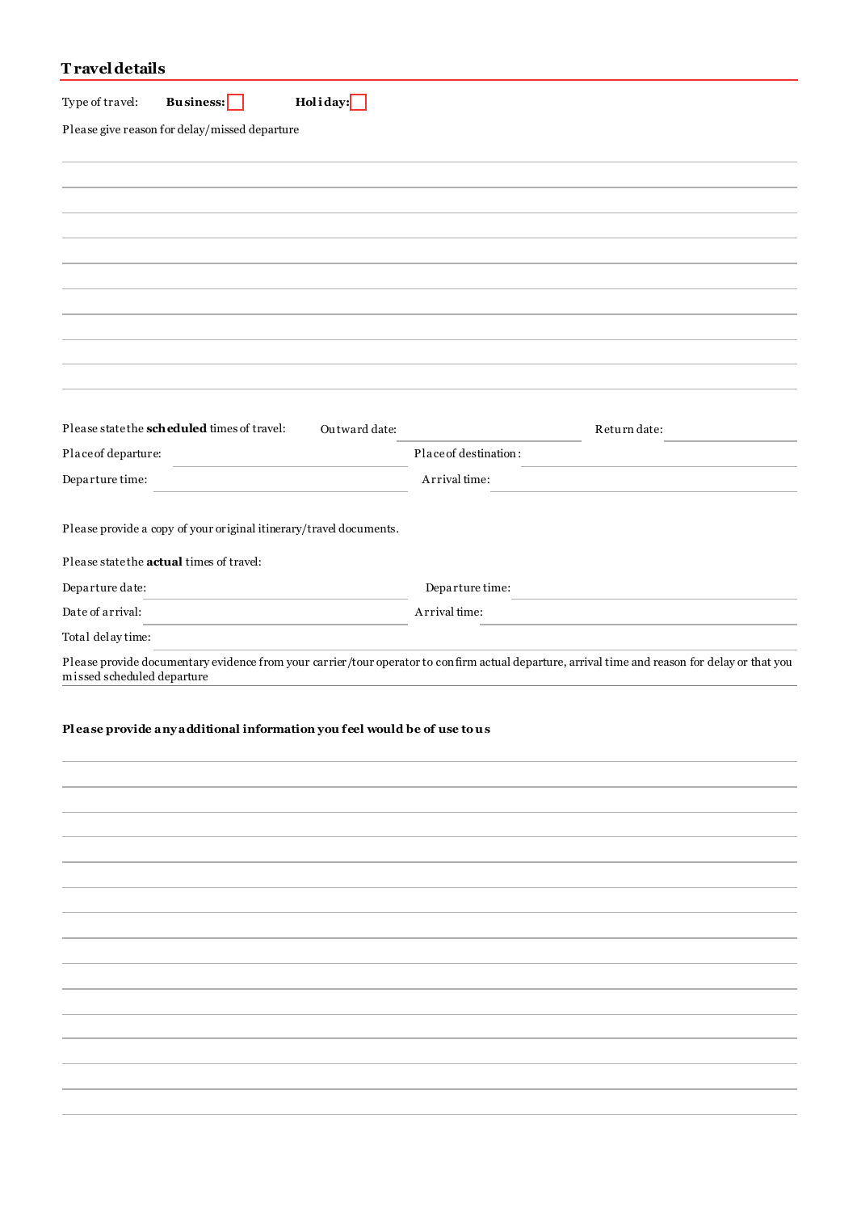## Travel details

Type of travel: **Business:** ☐ **Holiday:** ☐

Please give reason for delay/missed departure

Please state the **scheduled** times of travel: Outward date: Return date:

Place of departure: Place of destination:

Departure time: Arrival time:

Please provide a copy of your original itinerary/travel documents.

Please state the **actual** times of travel:

Departure date: Departure time:

Date of arrival: Arrival time:

Total delay time:

Please provide documentary evidence from your carrier/tour operator to confirm actual departure, arrival time and reason for delay or that you missed scheduled departure

**Please provide any additional information you feel would be of use to us**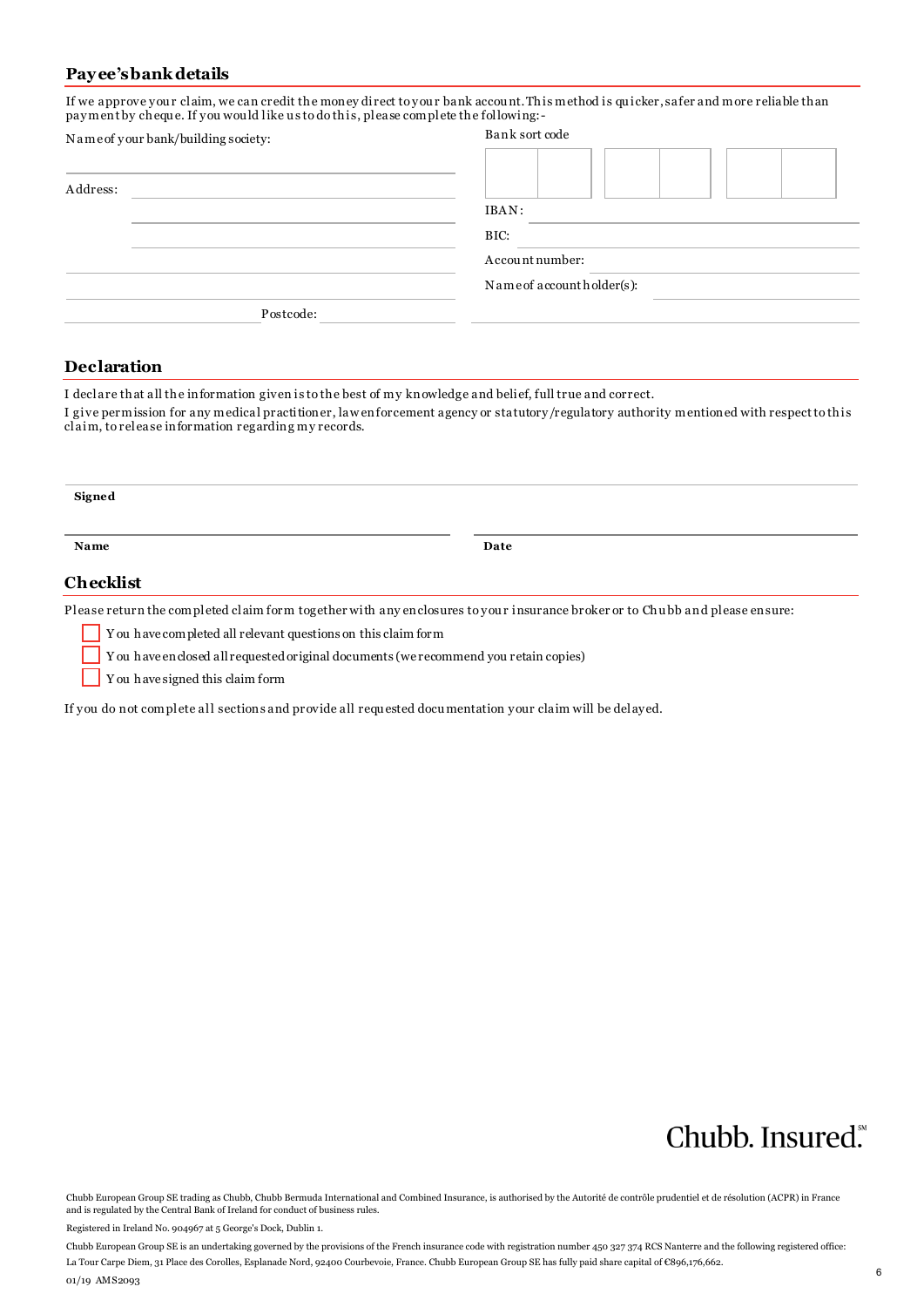## Payee's bank details

If we approve your claim, we can credit the money direct to your bank account. This method is quicker, safer and more reliable than payment by cheque. If you would like us to do this, please complete the following:-

Name of your bank/building society:

Address:

Postcode:

Bank sort code

IBAN:

BIC:

Account number:

Name of account holder(s):

## Declaration

I declare that all the information given is to the best of my knowledge and belief, full true and correct.

I give permission for any medical practitioner, law enforcement agency or statutory/regulatory authority mentioned with respect to this claim, to release information regarding my records.

**Signed**

**Name**

**Date**

## Checklist

Please return the completed claim form together with any enclosures to your insurance broker or to Chubb and please ensure:

- ☐ You have completed all relevant questions on this claim form
- ☐ You have enclosed all requested original documents (we recommend you retain copies)
- ☐ You have signed this claim form

If you do not complete all sections and provide all requested documentation your claim will be delayed.

Chubb. Insured.℠

Chubb European Group SE trading as Chubb, Chubb Bermuda International and Combined Insurance, is authorised by the Autorité de contrôle prudentiel et de résolution (ACPR) in France and is regulated by the Central Bank of Ireland for conduct of business rules.

Registered in Ireland No. 904967 at 5 George's Dock, Dublin 1.

Chubb European Group SE is an undertaking governed by the provisions of the French insurance code with registration number 450 327 374 RCS Nanterre and the following registered office: La Tour Carpe Diem, 31 Place des Corolles, Esplanade Nord, 92400 Courbevoie, France. Chubb European Group SE has fully paid share capital of €896,176,662.

01/19 AMS2093